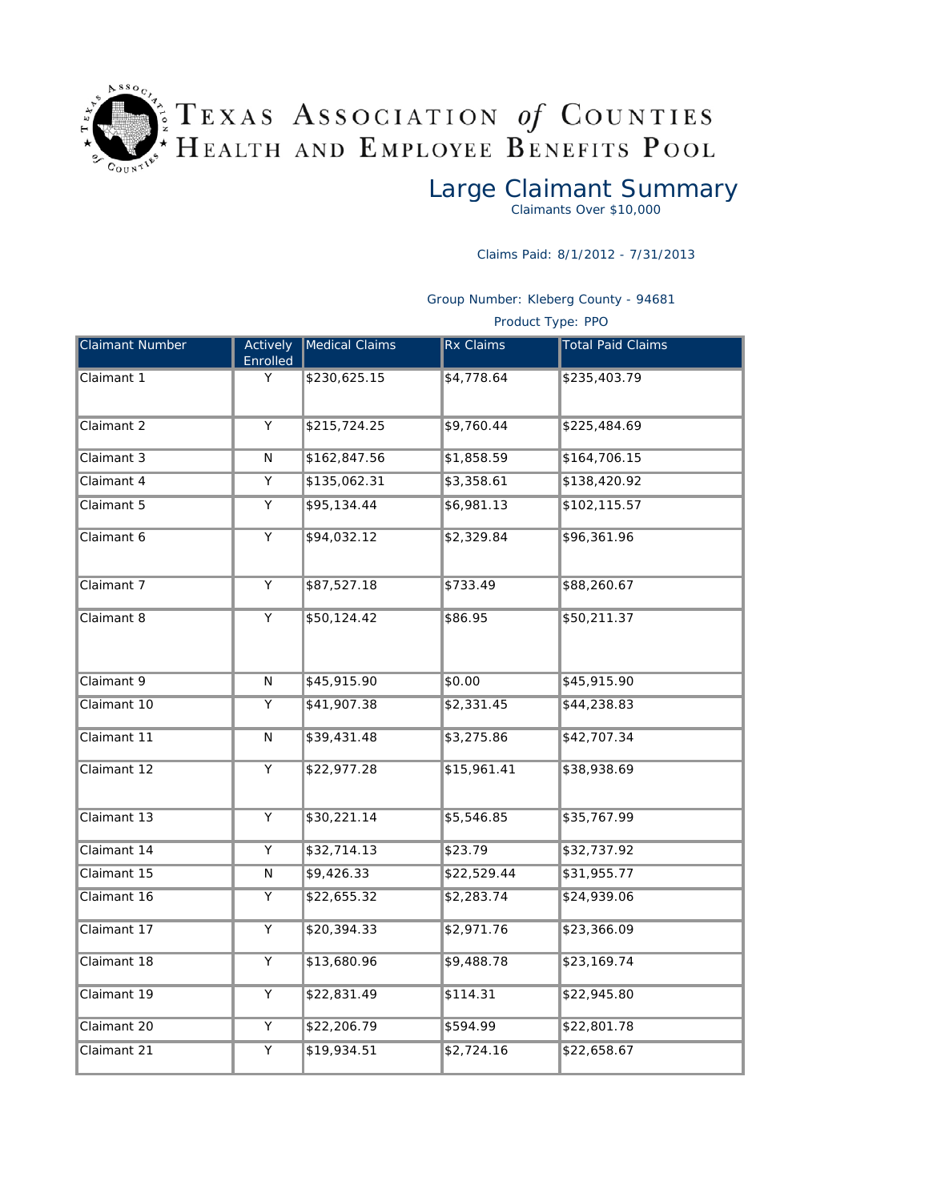# Texas Association of Counties Health and Employee Benefits Pool

## Large Claimant Summary

Claimants Over $10,000

Claims Paid: 8/1/2012 - 7/31/2013

Group Number: Kleberg County - 94681

Product Type: PPO

| Claimant Number | Actively Enrolled | Medical Claims | Rx Claims | Total Paid Claims |
|---|---|---|---|---|
| Claimant 1 | Y | $230,625.15 | $4,778.64 | $235,403.79 |
| Claimant 2 | Y | $215,724.25 | $9,760.44 | $225,484.69 |
| Claimant 3 | N | $162,847.56 | $1,858.59 | $164,706.15 |
| Claimant 4 | Y | $135,062.31 | $3,358.61 | $138,420.92 |
| Claimant 5 | Y | $95,134.44 | $6,981.13 | $102,115.57 |
| Claimant 6 | Y | $94,032.12 | $2,329.84 | $96,361.96 |
| Claimant 7 | Y | $87,527.18 | $733.49 | $88,260.67 |
| Claimant 8 | Y | $50,124.42 | $86.95 | $50,211.37 |
| Claimant 9 | N | $45,915.90 | $0.00 | $45,915.90 |
| Claimant 10 | Y | $41,907.38 | $2,331.45 | $44,238.83 |
| Claimant 11 | N | $39,431.48 | $3,275.86 | $42,707.34 |
| Claimant 12 | Y | $22,977.28 | $15,961.41 | $38,938.69 |
| Claimant 13 | Y | $30,221.14 | $5,546.85 | $35,767.99 |
| Claimant 14 | Y | $32,714.13 | $23.79 | $32,737.92 |
| Claimant 15 | N | $9,426.33 | $22,529.44 | $31,955.77 |
| Claimant 16 | Y | $22,655.32 | $2,283.74 | $24,939.06 |
| Claimant 17 | Y | $20,394.33 | $2,971.76 | $23,366.09 |
| Claimant 18 | Y | $13,680.96 | $9,488.78 | $23,169.74 |
| Claimant 19 | Y | $22,831.49 | $114.31 | $22,945.80 |
| Claimant 20 | Y | $22,206.79 | $594.99 | $22,801.78 |
| Claimant 21 | Y | $19,934.51 | $2,724.16 | $22,658.67 |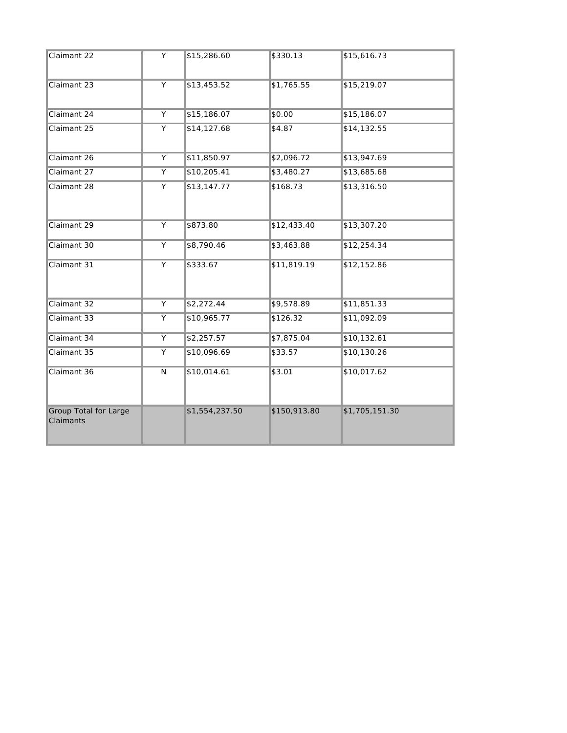| | | | | |
|---|---|---|---|---|
| Claimant 22 | Y | $15,286.60 | $330.13 | $15,616.73 |
| Claimant 23 | Y | $13,453.52 | $1,765.55 | $15,219.07 |
| Claimant 24 | Y | $15,186.07 | $0.00 | $15,186.07 |
| Claimant 25 | Y | $14,127.68 | $4.87 | $14,132.55 |
| Claimant 26 | Y | $11,850.97 | $2,096.72 | $13,947.69 |
| Claimant 27 | Y | $10,205.41 | $3,480.27 | $13,685.68 |
| Claimant 28 | Y | $13,147.77 | $168.73 | $13,316.50 |
| Claimant 29 | Y | $873.80 | $12,433.40 | $13,307.20 |
| Claimant 30 | Y | $8,790.46 | $3,463.88 | $12,254.34 |
| Claimant 31 | Y | $333.67 | $11,819.19 | $12,152.86 |
| Claimant 32 | Y | $2,272.44 | $9,578.89 | $11,851.33 |
| Claimant 33 | Y | $10,965.77 | $126.32 | $11,092.09 |
| Claimant 34 | Y | $2,257.57 | $7,875.04 | $10,132.61 |
| Claimant 35 | Y | $10,096.69 | $33.57 | $10,130.26 |
| Claimant 36 | N | $10,014.61 | $3.01 | $10,017.62 |
| Group Total for Large Claimants | | $1,554,237.50 | $150,913.80 | $1,705,151.30 |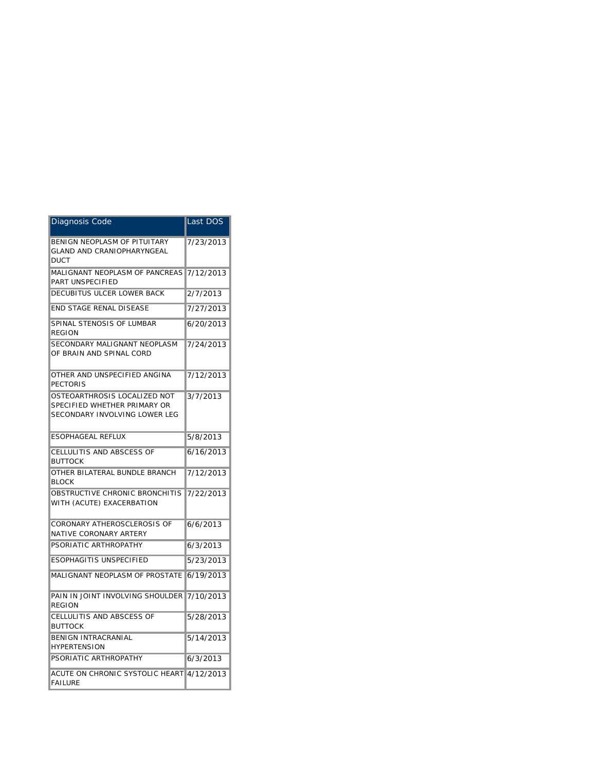| Diagnosis Code | Last DOS |
| --- | --- |
| BENIGN NEOPLASM OF PITUITARY GLAND AND CRANIOPHARYNGEAL DUCT | 7/23/2013 |
| MALIGNANT NEOPLASM OF PANCREAS PART UNSPECIFIED | 7/12/2013 |
| DECUBITUS ULCER LOWER BACK | 2/7/2013 |
| END STAGE RENAL DISEASE | 7/27/2013 |
| SPINAL STENOSIS OF LUMBAR REGION | 6/20/2013 |
| SECONDARY MALIGNANT NEOPLASM OF BRAIN AND SPINAL CORD | 7/24/2013 |
| OTHER AND UNSPECIFIED ANGINA PECTORIS | 7/12/2013 |
| OSTEOARTHROSIS LOCALIZED NOT SPECIFIED WHETHER PRIMARY OR SECONDARY INVOLVING LOWER LEG | 3/7/2013 |
| ESOPHAGEAL REFLUX | 5/8/2013 |
| CELLULITIS AND ABSCESS OF BUTTOCK | 6/16/2013 |
| OTHER BILATERAL BUNDLE BRANCH BLOCK | 7/12/2013 |
| OBSTRUCTIVE CHRONIC BRONCHITIS WITH (ACUTE) EXACERBATION | 7/22/2013 |
| CORONARY ATHEROSCLEROSIS OF NATIVE CORONARY ARTERY | 6/6/2013 |
| PSORIATIC ARTHROPATHY | 6/3/2013 |
| ESOPHAGITIS UNSPECIFIED | 5/23/2013 |
| MALIGNANT NEOPLASM OF PROSTATE | 6/19/2013 |
| PAIN IN JOINT INVOLVING SHOULDER REGION | 7/10/2013 |
| CELLULITIS AND ABSCESS OF BUTTOCK | 5/28/2013 |
| BENIGN INTRACRANIAL HYPERTENSION | 5/14/2013 |
| PSORIATIC ARTHROPATHY | 6/3/2013 |
| ACUTE ON CHRONIC SYSTOLIC HEART FAILURE | 4/12/2013 |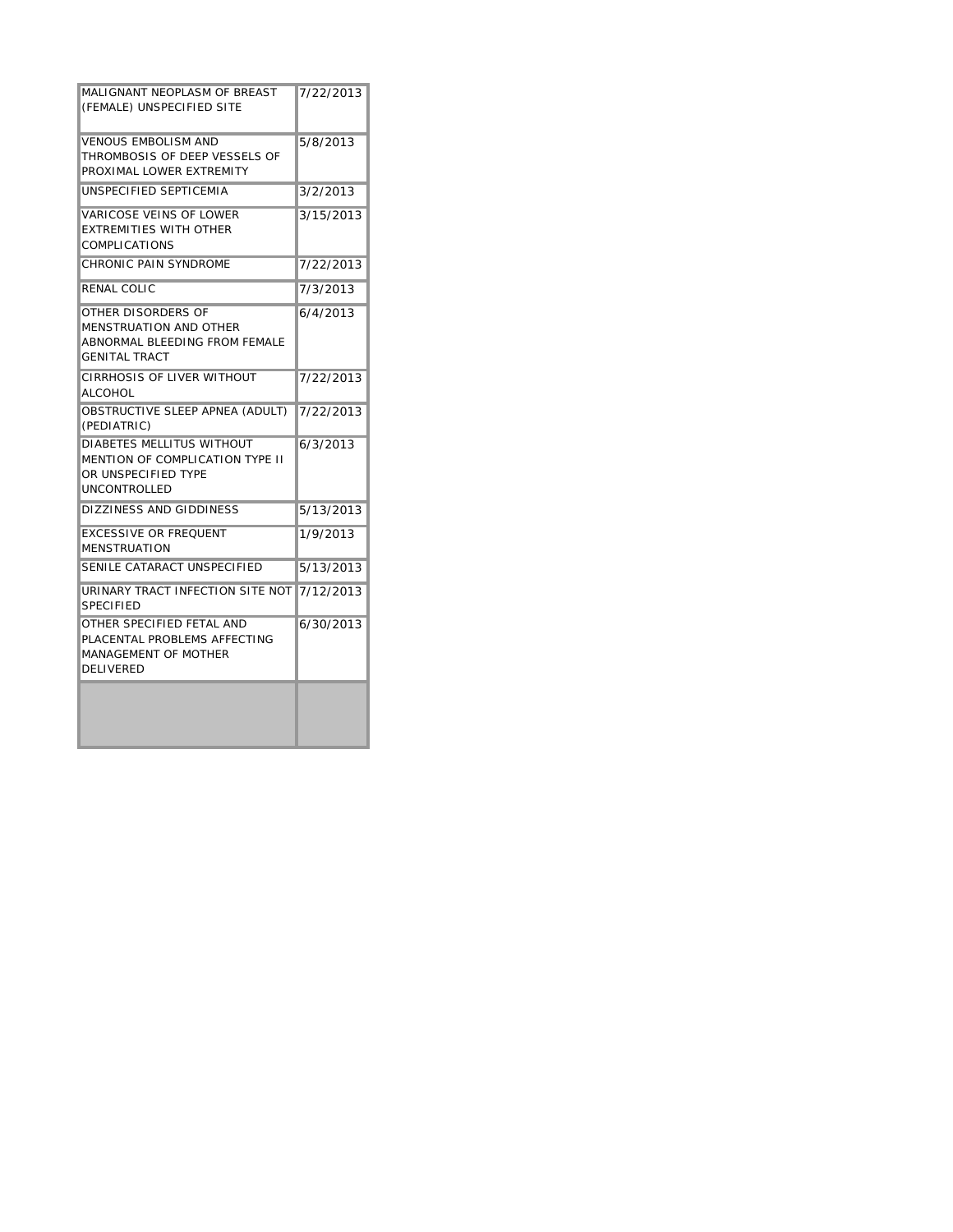| | |
|---|---|
| MALIGNANT NEOPLASM OF BREAST (FEMALE) UNSPECIFIED SITE | 7/22/2013 |
| VENOUS EMBOLISM AND THROMBOSIS OF DEEP VESSELS OF PROXIMAL LOWER EXTREMITY | 5/8/2013 |
| UNSPECIFIED SEPTICEMIA | 3/2/2013 |
| VARICOSE VEINS OF LOWER EXTREMITIES WITH OTHER COMPLICATIONS | 3/15/2013 |
| CHRONIC PAIN SYNDROME | 7/22/2013 |
| RENAL COLIC | 7/3/2013 |
| OTHER DISORDERS OF MENSTRUATION AND OTHER ABNORMAL BLEEDING FROM FEMALE GENITAL TRACT | 6/4/2013 |
| CIRRHOSIS OF LIVER WITHOUT ALCOHOL | 7/22/2013 |
| OBSTRUCTIVE SLEEP APNEA (ADULT) (PEDIATRIC) | 7/22/2013 |
| DIABETES MELLITUS WITHOUT MENTION OF COMPLICATION TYPE II OR UNSPECIFIED TYPE UNCONTROLLED | 6/3/2013 |
| DIZZINESS AND GIDDINESS | 5/13/2013 |
| EXCESSIVE OR FREQUENT MENSTRUATION | 1/9/2013 |
| SENILE CATARACT UNSPECIFIED | 5/13/2013 |
| URINARY TRACT INFECTION SITE NOT SPECIFIED | 7/12/2013 |
| OTHER SPECIFIED FETAL AND PLACENTAL PROBLEMS AFFECTING MANAGEMENT OF MOTHER DELIVERED | 6/30/2013 |
| | |